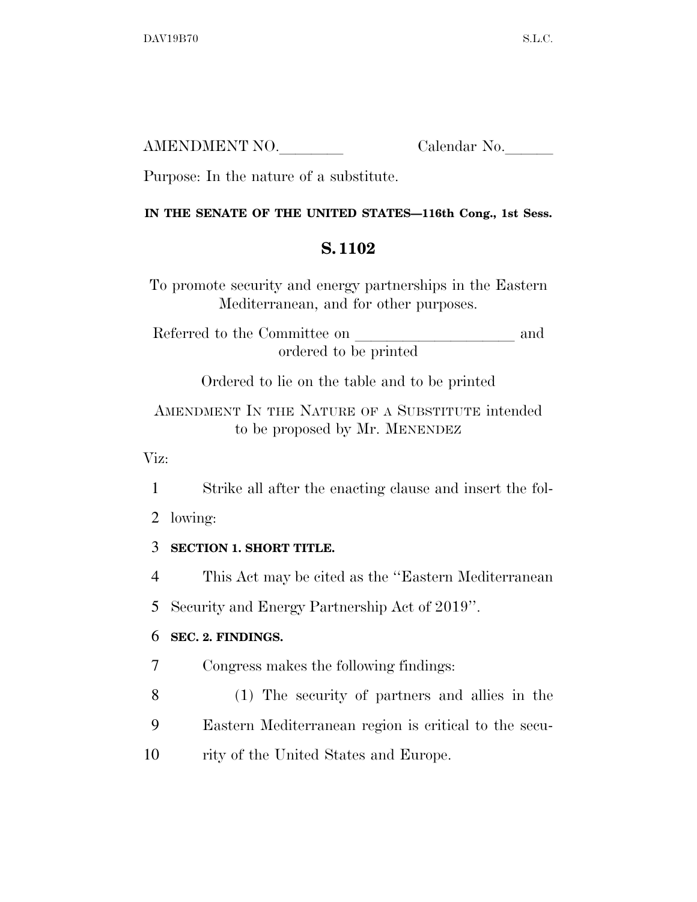AMENDMENT NO.\_\_\_\_\_\_\_\_ Calendar No.\_\_\_\_\_\_

Purpose: In the nature of a substitute.

**IN THE SENATE OF THE UNITED STATES—116th Cong., 1st Sess.**

# S. 1102

To promote security and energy partnerships in the Eastern Mediterranean, and for other purposes.

Referred to the Committee on \_\_\_\_\_\_\_\_\_\_\_\_\_\_\_\_\_\_\_\_ and ordered to be printed

Ordered to lie on the table and to be printed

AMENDMENT IN THE NATURE OF A SUBSTITUTE intended to be proposed by Mr. MENENDEZ

Viz:

1 Strike all after the enacting clause and insert the fol-
2 lowing:

3 **SECTION 1. SHORT TITLE.**

4 This Act may be cited as the "Eastern Mediterranean
5 Security and Energy Partnership Act of 2019".

6 **SEC. 2. FINDINGS.**

7 Congress makes the following findings:

8 (1) The security of partners and allies in the
9 Eastern Mediterranean region is critical to the secu-
10 rity of the United States and Europe.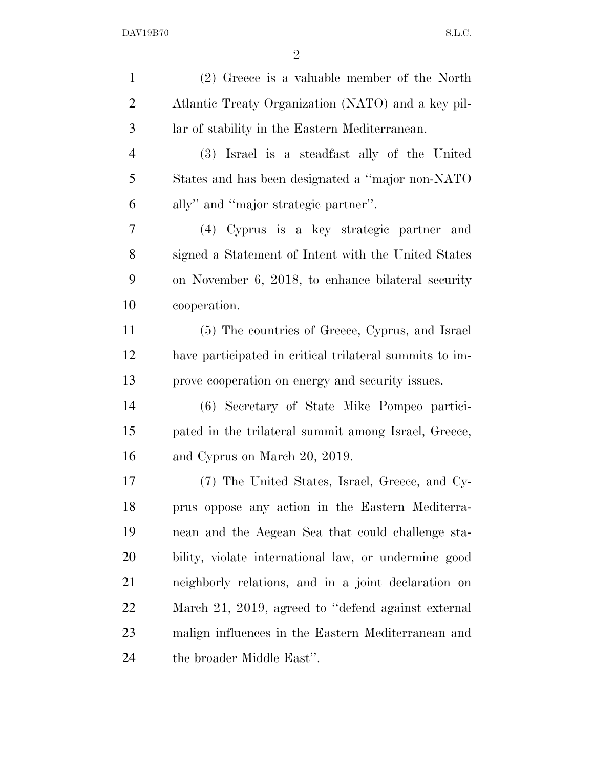(2) Greece is a valuable member of the North Atlantic Treaty Organization (NATO) and a key pillar of stability in the Eastern Mediterranean.

(3) Israel is a steadfast ally of the United States and has been designated a ''major non-NATO ally'' and ''major strategic partner''.

(4) Cyprus is a key strategic partner and signed a Statement of Intent with the United States on November 6, 2018, to enhance bilateral security cooperation.

(5) The countries of Greece, Cyprus, and Israel have participated in critical trilateral summits to improve cooperation on energy and security issues.

(6) Secretary of State Mike Pompeo participated in the trilateral summit among Israel, Greece, and Cyprus on March 20, 2019.

(7) The United States, Israel, Greece, and Cyprus oppose any action in the Eastern Mediterranean and the Aegean Sea that could challenge stability, violate international law, or undermine good neighborly relations, and in a joint declaration on March 21, 2019, agreed to ''defend against external malign influences in the Eastern Mediterranean and the broader Middle East''.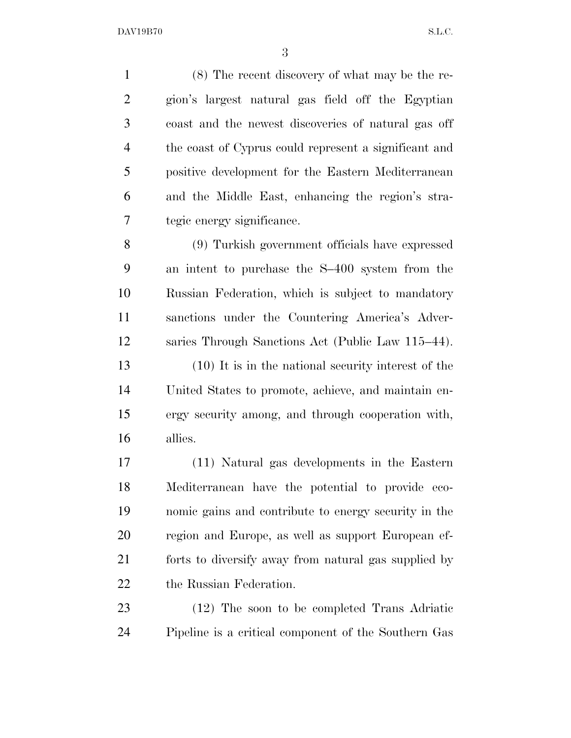(8) The recent discovery of what may be the region's largest natural gas field off the Egyptian coast and the newest discoveries of natural gas off the coast of Cyprus could represent a significant and positive development for the Eastern Mediterranean and the Middle East, enhancing the region's strategic energy significance.

(9) Turkish government officials have expressed an intent to purchase the S–400 system from the Russian Federation, which is subject to mandatory sanctions under the Countering America's Adversaries Through Sanctions Act (Public Law 115–44).

(10) It is in the national security interest of the United States to promote, achieve, and maintain energy security among, and through cooperation with, allies.

(11) Natural gas developments in the Eastern Mediterranean have the potential to provide economic gains and contribute to energy security in the region and Europe, as well as support European efforts to diversify away from natural gas supplied by the Russian Federation.

(12) The soon to be completed Trans Adriatic Pipeline is a critical component of the Southern Gas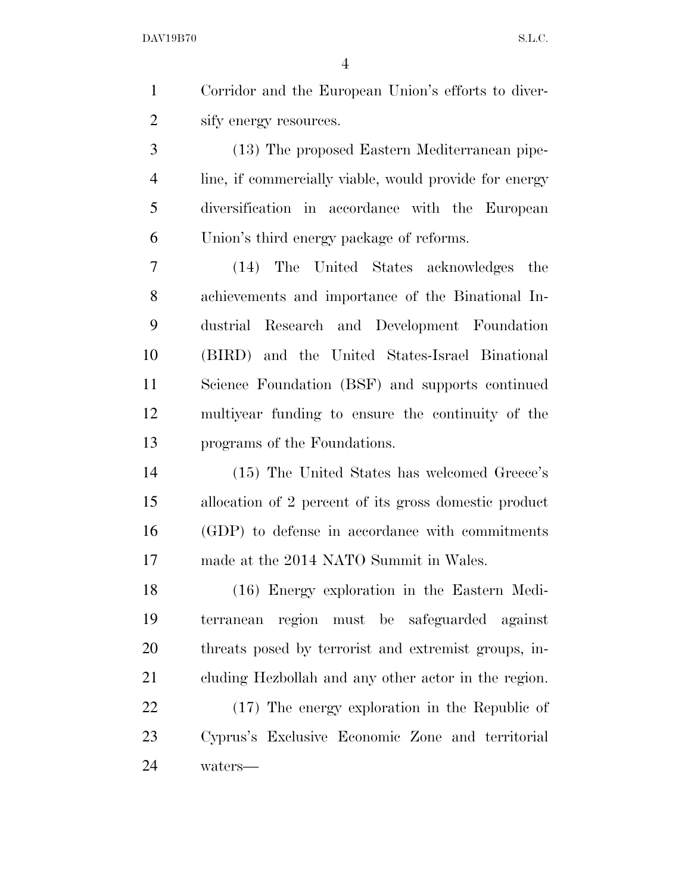Corridor and the European Union's efforts to diversify energy resources.

(13) The proposed Eastern Mediterranean pipeline, if commercially viable, would provide for energy diversification in accordance with the European Union's third energy package of reforms.

(14) The United States acknowledges the achievements and importance of the Binational Industrial Research and Development Foundation (BIRD) and the United States-Israel Binational Science Foundation (BSF) and supports continued multiyear funding to ensure the continuity of the programs of the Foundations.

(15) The United States has welcomed Greece's allocation of 2 percent of its gross domestic product (GDP) to defense in accordance with commitments made at the 2014 NATO Summit in Wales.

(16) Energy exploration in the Eastern Mediterranean region must be safeguarded against threats posed by terrorist and extremist groups, including Hezbollah and any other actor in the region.

(17) The energy exploration in the Republic of Cyprus's Exclusive Economic Zone and territorial waters—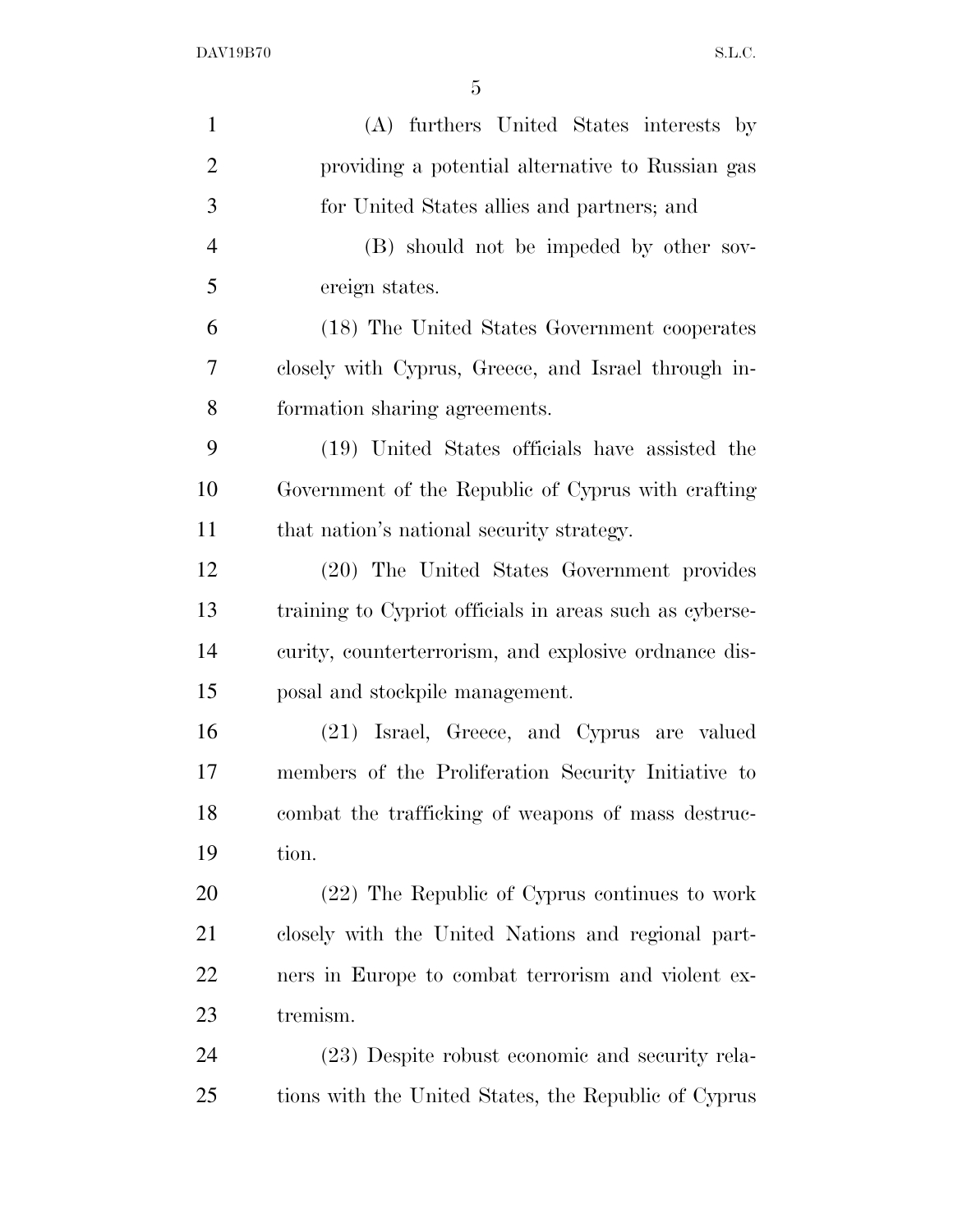(A) furthers United States interests by providing a potential alternative to Russian gas for United States allies and partners; and

(B) should not be impeded by other sovereign states.

(18) The United States Government cooperates closely with Cyprus, Greece, and Israel through information sharing agreements.

(19) United States officials have assisted the Government of the Republic of Cyprus with crafting that nation's national security strategy.

(20) The United States Government provides training to Cypriot officials in areas such as cybersecurity, counterterrorism, and explosive ordnance disposal and stockpile management.

(21) Israel, Greece, and Cyprus are valued members of the Proliferation Security Initiative to combat the trafficking of weapons of mass destruction.

(22) The Republic of Cyprus continues to work closely with the United Nations and regional partners in Europe to combat terrorism and violent extremism.

(23) Despite robust economic and security relations with the United States, the Republic of Cyprus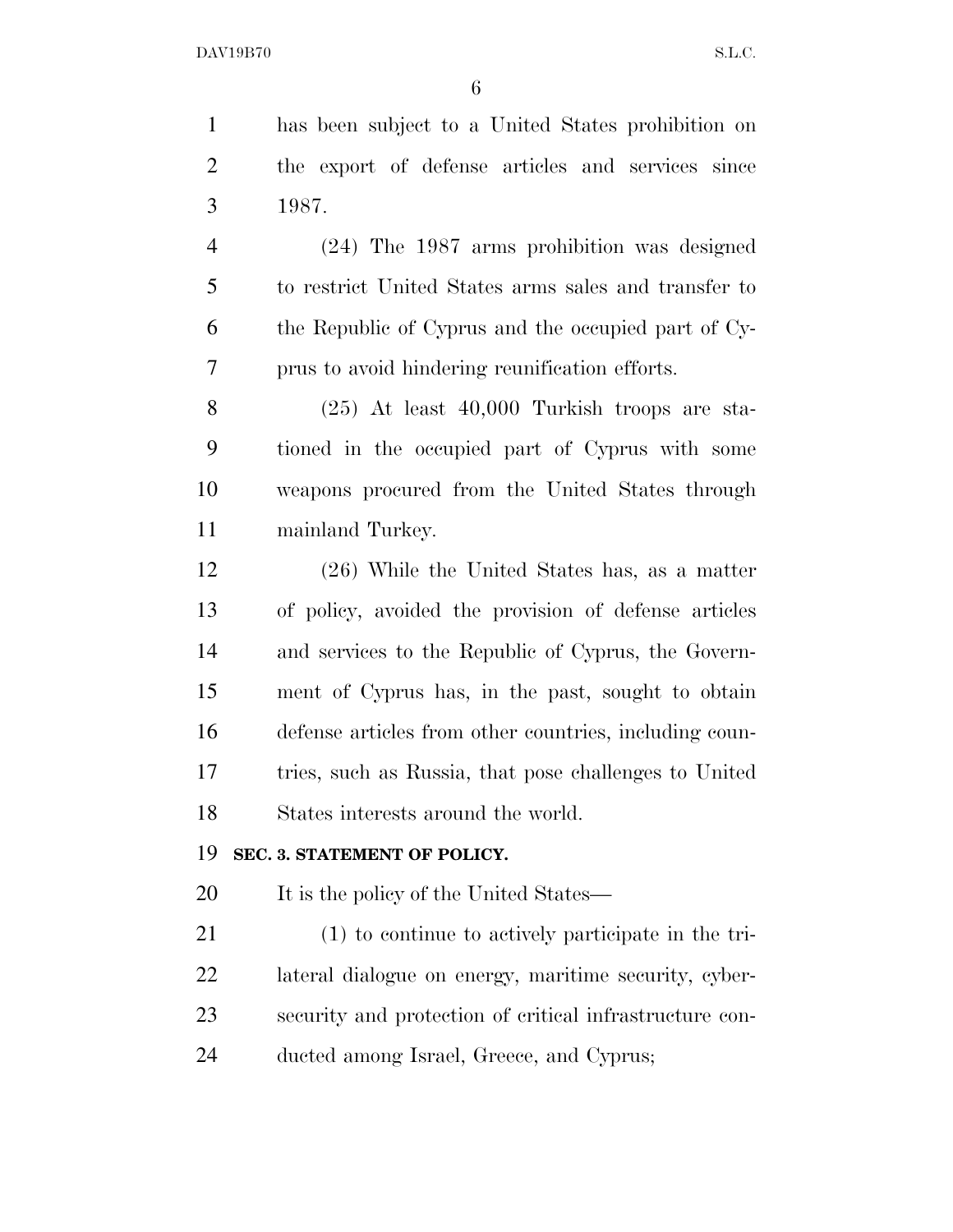has been subject to a United States prohibition on the export of defense articles and services since 1987.

(24) The 1987 arms prohibition was designed to restrict United States arms sales and transfer to the Republic of Cyprus and the occupied part of Cyprus to avoid hindering reunification efforts.

(25) At least 40,000 Turkish troops are stationed in the occupied part of Cyprus with some weapons procured from the United States through mainland Turkey.

(26) While the United States has, as a matter of policy, avoided the provision of defense articles and services to the Republic of Cyprus, the Government of Cyprus has, in the past, sought to obtain defense articles from other countries, including countries, such as Russia, that pose challenges to United States interests around the world.

**SEC. 3. STATEMENT OF POLICY.**

It is the policy of the United States—

(1) to continue to actively participate in the trilateral dialogue on energy, maritime security, cybersecurity and protection of critical infrastructure conducted among Israel, Greece, and Cyprus;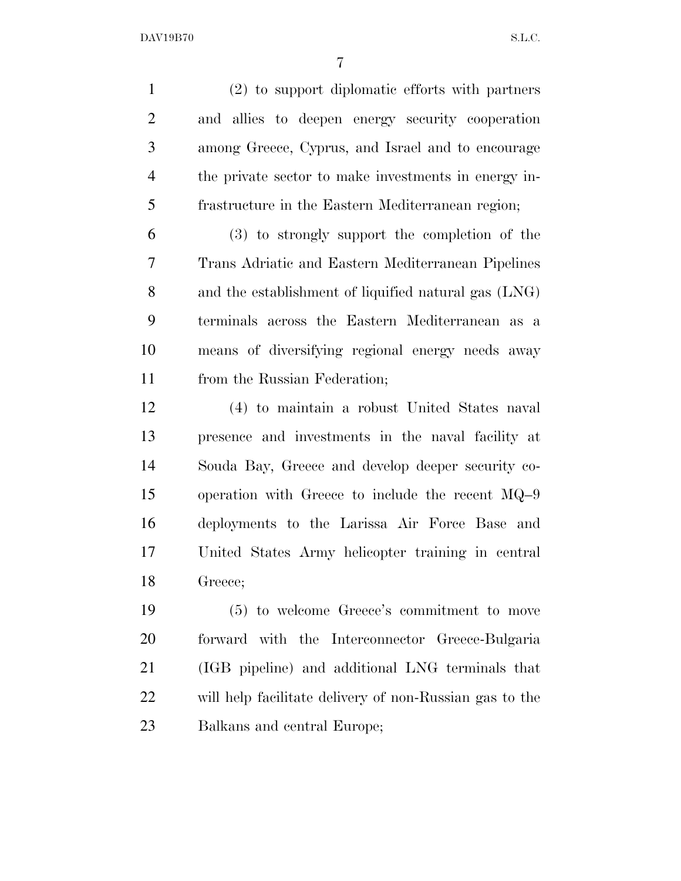(2) to support diplomatic efforts with partners and allies to deepen energy security cooperation among Greece, Cyprus, and Israel and to encourage the private sector to make investments in energy infrastructure in the Eastern Mediterranean region;

(3) to strongly support the completion of the Trans Adriatic and Eastern Mediterranean Pipelines and the establishment of liquified natural gas (LNG) terminals across the Eastern Mediterranean as a means of diversifying regional energy needs away from the Russian Federation;

(4) to maintain a robust United States naval presence and investments in the naval facility at Souda Bay, Greece and develop deeper security cooperation with Greece to include the recent MQ–9 deployments to the Larissa Air Force Base and United States Army helicopter training in central Greece;

(5) to welcome Greece's commitment to move forward with the Interconnector Greece-Bulgaria (IGB pipeline) and additional LNG terminals that will help facilitate delivery of non-Russian gas to the Balkans and central Europe;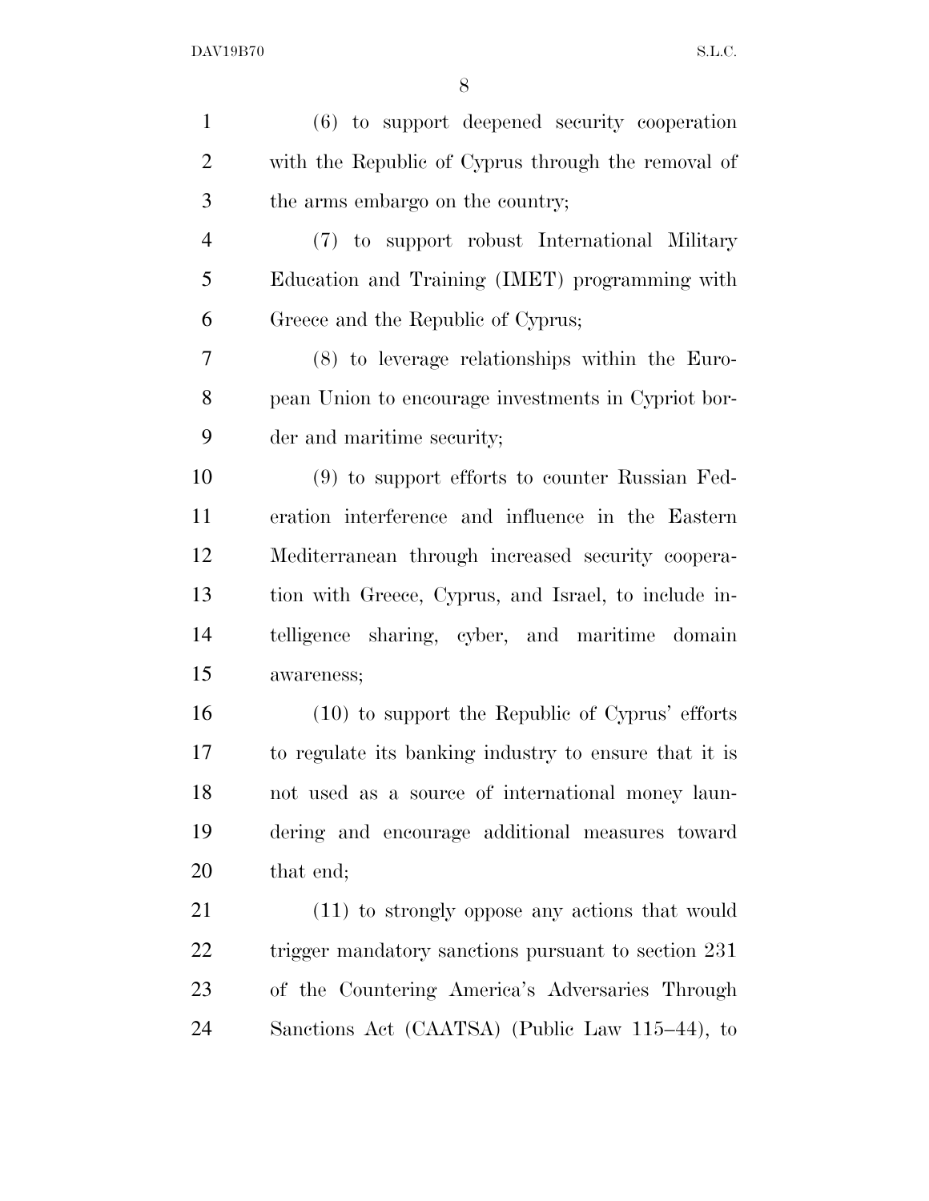(6) to support deepened security cooperation with the Republic of Cyprus through the removal of the arms embargo on the country;

(7) to support robust International Military Education and Training (IMET) programming with Greece and the Republic of Cyprus;

(8) to leverage relationships within the European Union to encourage investments in Cypriot border and maritime security;

(9) to support efforts to counter Russian Federation interference and influence in the Eastern Mediterranean through increased security cooperation with Greece, Cyprus, and Israel, to include intelligence sharing, cyber, and maritime domain awareness;

(10) to support the Republic of Cyprus' efforts to regulate its banking industry to ensure that it is not used as a source of international money laundering and encourage additional measures toward that end;

(11) to strongly oppose any actions that would trigger mandatory sanctions pursuant to section 231 of the Countering America's Adversaries Through Sanctions Act (CAATSA) (Public Law 115–44), to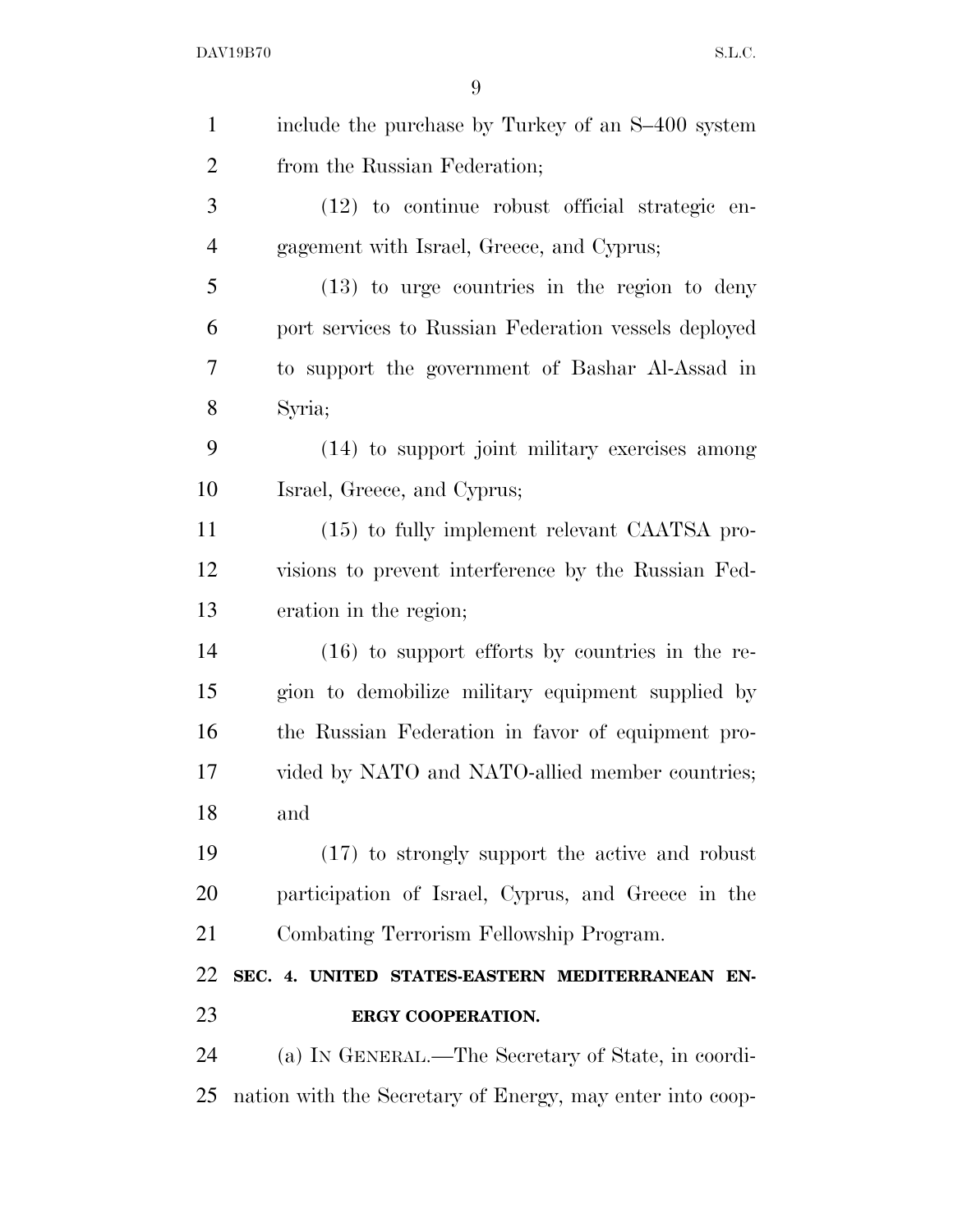include the purchase by Turkey of an S–400 system from the Russian Federation;

(12) to continue robust official strategic engagement with Israel, Greece, and Cyprus;

(13) to urge countries in the region to deny port services to Russian Federation vessels deployed to support the government of Bashar Al-Assad in Syria;

(14) to support joint military exercises among Israel, Greece, and Cyprus;

(15) to fully implement relevant CAATSA provisions to prevent interference by the Russian Federation in the region;

(16) to support efforts by countries in the region to demobilize military equipment supplied by the Russian Federation in favor of equipment provided by NATO and NATO-allied member countries; and

(17) to strongly support the active and robust participation of Israel, Cyprus, and Greece in the Combating Terrorism Fellowship Program.

## SEC. 4. UNITED STATES-EASTERN MEDITERRANEAN ENERGY COOPERATION.

(a) IN GENERAL.—The Secretary of State, in coordination with the Secretary of Energy, may enter into coop-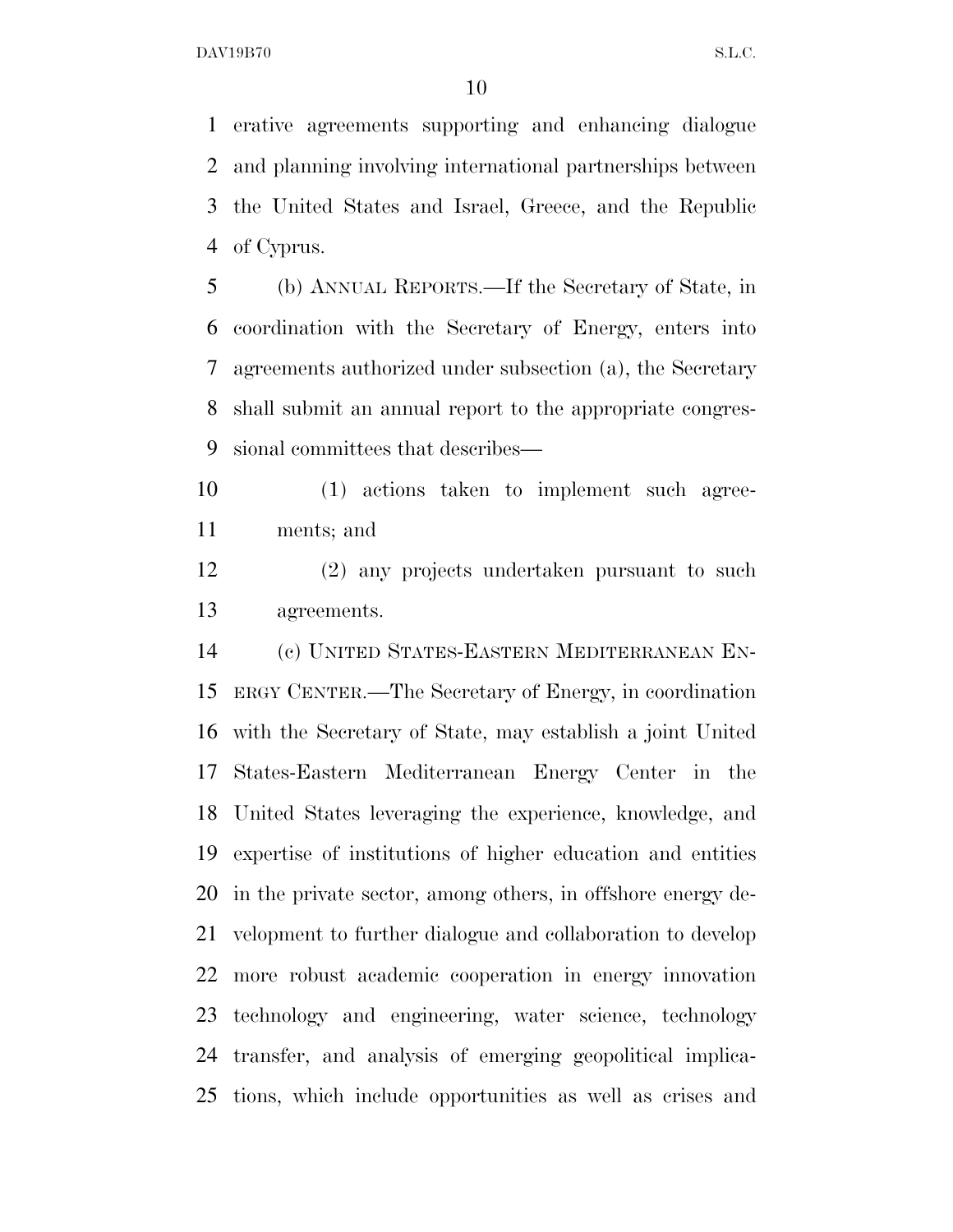erative agreements supporting and enhancing dialogue and planning involving international partnerships between the United States and Israel, Greece, and the Republic of Cyprus.

(b) ANNUAL REPORTS.—If the Secretary of State, in coordination with the Secretary of Energy, enters into agreements authorized under subsection (a), the Secretary shall submit an annual report to the appropriate congressional committees that describes—

(1) actions taken to implement such agreements; and

(2) any projects undertaken pursuant to such agreements.

(c) UNITED STATES-EASTERN MEDITERRANEAN ENERGY CENTER.—The Secretary of Energy, in coordination with the Secretary of State, may establish a joint United States-Eastern Mediterranean Energy Center in the United States leveraging the experience, knowledge, and expertise of institutions of higher education and entities in the private sector, among others, in offshore energy development to further dialogue and collaboration to develop more robust academic cooperation in energy innovation technology and engineering, water science, technology transfer, and analysis of emerging geopolitical implications, which include opportunities as well as crises and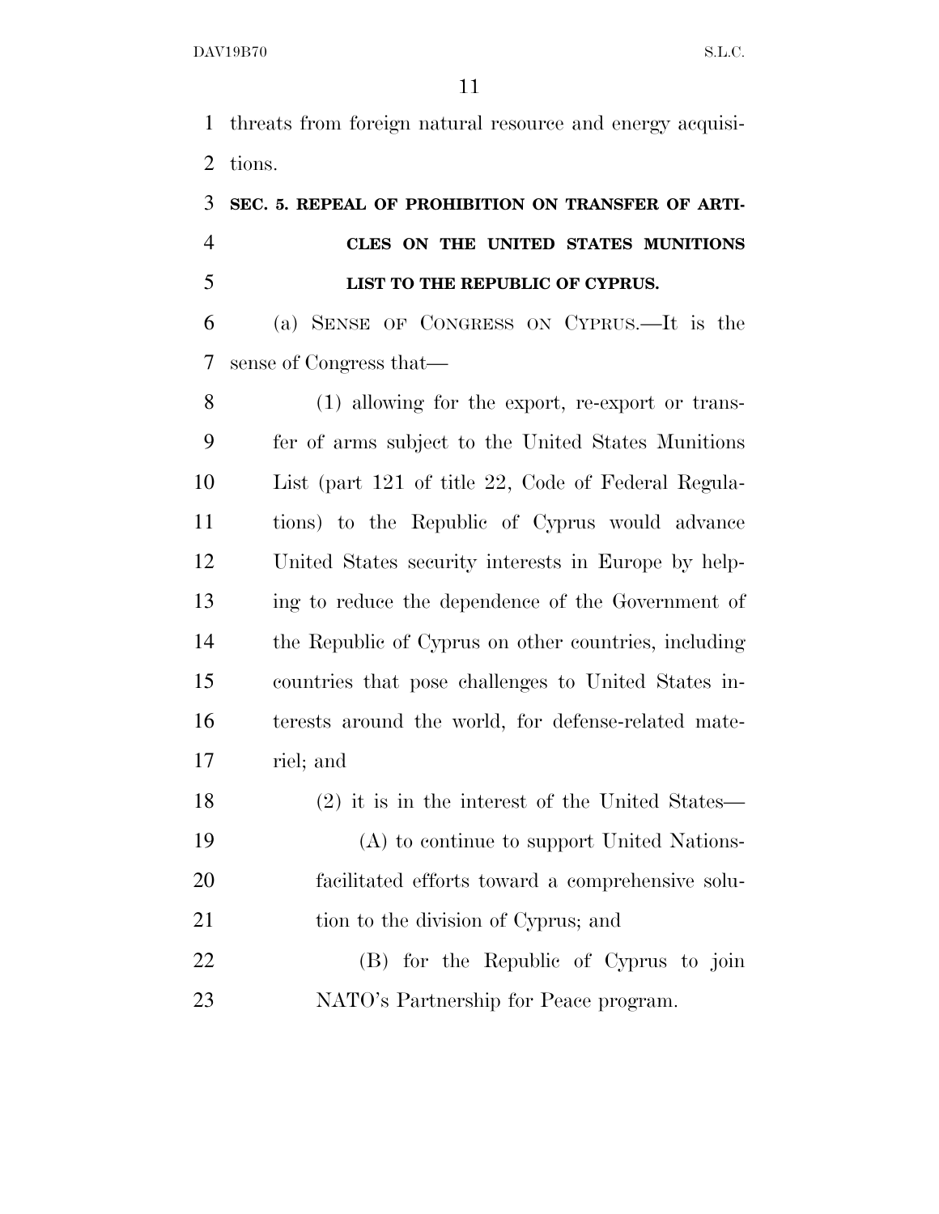threats from foreign natural resource and energy acquisitions.

### SEC. 5. REPEAL OF PROHIBITION ON TRANSFER OF ARTICLES ON THE UNITED STATES MUNITIONS LIST TO THE REPUBLIC OF CYPRUS.

(a) SENSE OF CONGRESS ON CYPRUS.—It is the sense of Congress that—

(1) allowing for the export, re-export or transfer of arms subject to the United States Munitions List (part 121 of title 22, Code of Federal Regulations) to the Republic of Cyprus would advance United States security interests in Europe by helping to reduce the dependence of the Government of the Republic of Cyprus on other countries, including countries that pose challenges to United States interests around the world, for defense-related materiel; and

(2) it is in the interest of the United States—

(A) to continue to support United Nations-facilitated efforts toward a comprehensive solution to the division of Cyprus; and

(B) for the Republic of Cyprus to join NATO's Partnership for Peace program.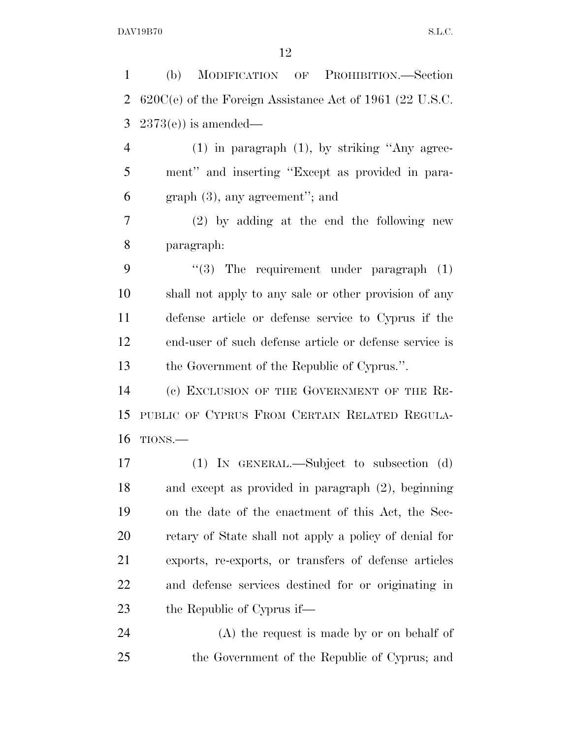(b) MODIFICATION OF PROHIBITION.—Section 620C(e) of the Foreign Assistance Act of 1961 (22 U.S.C. 2373(e)) is amended—

(1) in paragraph (1), by striking ''Any agreement'' and inserting ''Except as provided in paragraph (3), any agreement''; and

(2) by adding at the end the following new paragraph:

''(3) The requirement under paragraph (1) shall not apply to any sale or other provision of any defense article or defense service to Cyprus if the end-user of such defense article or defense service is the Government of the Republic of Cyprus.''.

(c) EXCLUSION OF THE GOVERNMENT OF THE REPUBLIC OF CYPRUS FROM CERTAIN RELATED REGULATIONS.—

(1) IN GENERAL.—Subject to subsection (d) and except as provided in paragraph (2), beginning on the date of the enactment of this Act, the Secretary of State shall not apply a policy of denial for exports, re-exports, or transfers of defense articles and defense services destined for or originating in the Republic of Cyprus if—

(A) the request is made by or on behalf of the Government of the Republic of Cyprus; and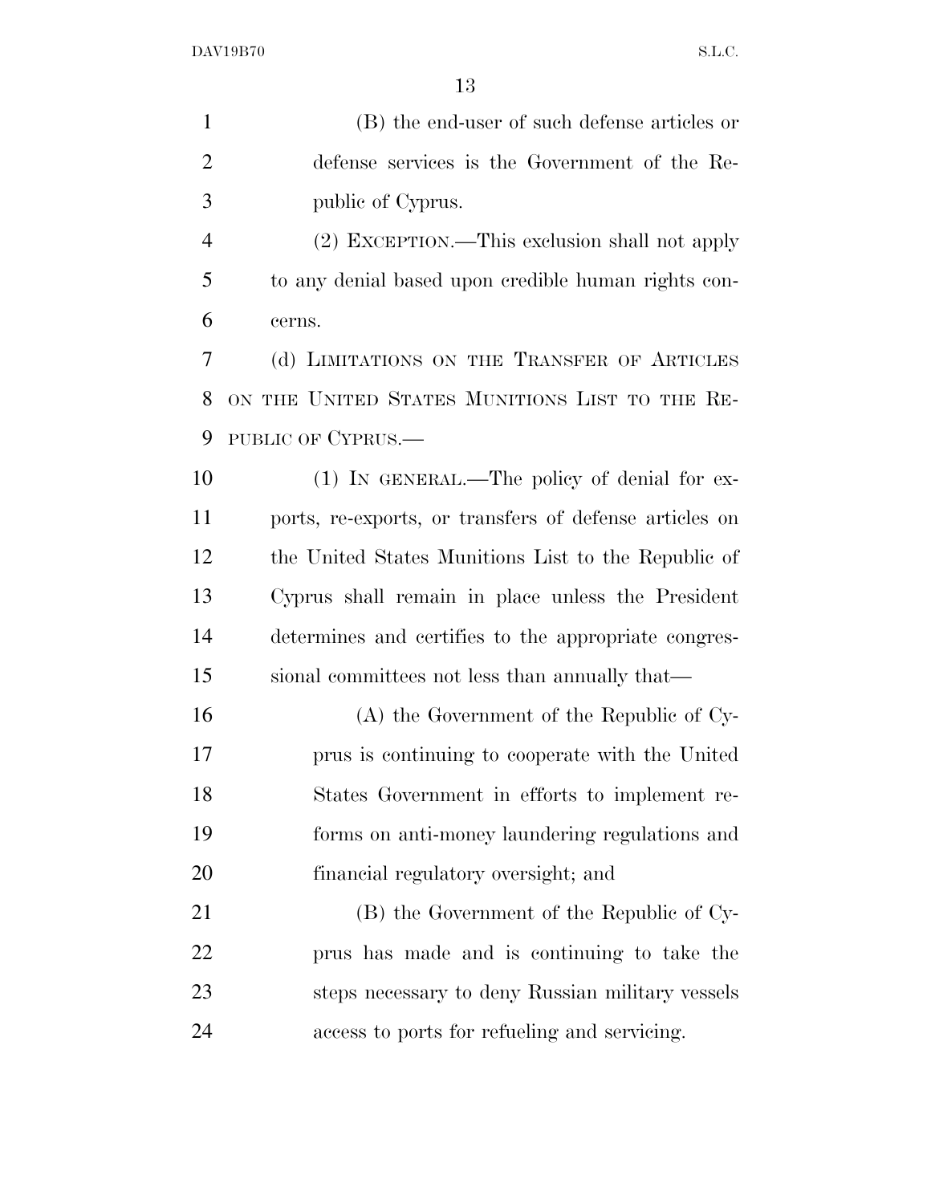(B) the end-user of such defense articles or defense services is the Government of the Republic of Cyprus.

(2) EXCEPTION.—This exclusion shall not apply to any denial based upon credible human rights concerns.

(d) LIMITATIONS ON THE TRANSFER OF ARTICLES ON THE UNITED STATES MUNITIONS LIST TO THE REPUBLIC OF CYPRUS.—

(1) IN GENERAL.—The policy of denial for exports, re-exports, or transfers of defense articles on the United States Munitions List to the Republic of Cyprus shall remain in place unless the President determines and certifies to the appropriate congressional committees not less than annually that—

(A) the Government of the Republic of Cyprus is continuing to cooperate with the United States Government in efforts to implement reforms on anti-money laundering regulations and financial regulatory oversight; and

(B) the Government of the Republic of Cyprus has made and is continuing to take the steps necessary to deny Russian military vessels access to ports for refueling and servicing.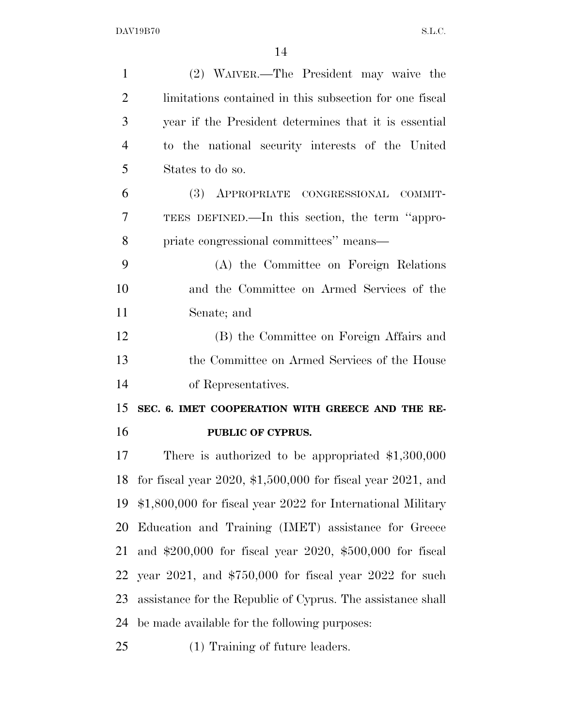(2) WAIVER.—The President may waive the limitations contained in this subsection for one fiscal year if the President determines that it is essential to the national security interests of the United States to do so.

(3) APPROPRIATE CONGRESSIONAL COMMITTEES DEFINED.—In this section, the term ''appropriate congressional committees'' means—

(A) the Committee on Foreign Relations and the Committee on Armed Services of the Senate; and

(B) the Committee on Foreign Affairs and the Committee on Armed Services of the House of Representatives.

**SEC. 6. IMET COOPERATION WITH GREECE AND THE REPUBLIC OF CYPRUS.**

There is authorized to be appropriated $1,300,000 for fiscal year 2020, $1,500,000 for fiscal year 2021, and $1,800,000 for fiscal year 2022 for International Military Education and Training (IMET) assistance for Greece and $200,000 for fiscal year 2020, $500,000 for fiscal year 2021, and $750,000 for fiscal year 2022 for such assistance for the Republic of Cyprus. The assistance shall be made available for the following purposes:

(1) Training of future leaders.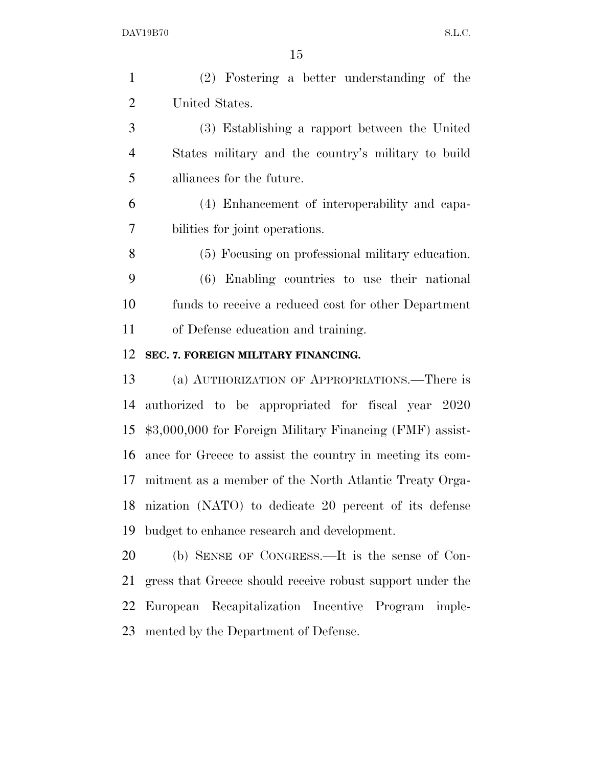(2) Fostering a better understanding of the United States.

(3) Establishing a rapport between the United States military and the country's military to build alliances for the future.

(4) Enhancement of interoperability and capabilities for joint operations.

(5) Focusing on professional military education.

(6) Enabling countries to use their national funds to receive a reduced cost for other Department of Defense education and training.

**SEC. 7. FOREIGN MILITARY FINANCING.**

(a) AUTHORIZATION OF APPROPRIATIONS.—There is authorized to be appropriated for fiscal year 2020 $3,000,000 for Foreign Military Financing (FMF) assistance for Greece to assist the country in meeting its commitment as a member of the North Atlantic Treaty Organization (NATO) to dedicate 20 percent of its defense budget to enhance research and development.

(b) SENSE OF CONGRESS.—It is the sense of Congress that Greece should receive robust support under the European Recapitalization Incentive Program implemented by the Department of Defense.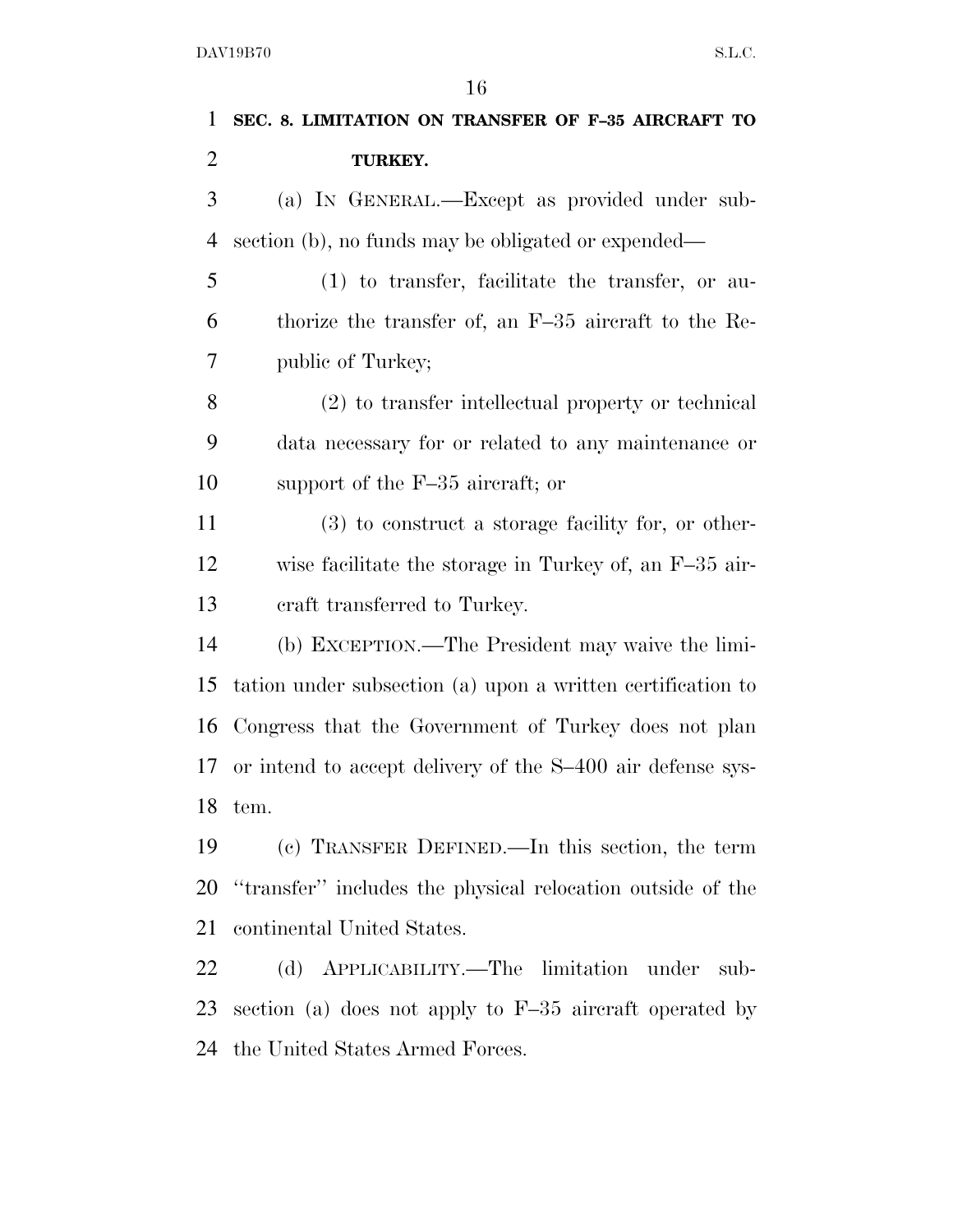**SEC. 8. LIMITATION ON TRANSFER OF F–35 AIRCRAFT TO TURKEY.**

(a) IN GENERAL.—Except as provided under subsection (b), no funds may be obligated or expended—

(1) to transfer, facilitate the transfer, or authorize the transfer of, an F–35 aircraft to the Republic of Turkey;

(2) to transfer intellectual property or technical data necessary for or related to any maintenance or support of the F–35 aircraft; or

(3) to construct a storage facility for, or otherwise facilitate the storage in Turkey of, an F–35 aircraft transferred to Turkey.

(b) EXCEPTION.—The President may waive the limitation under subsection (a) upon a written certification to Congress that the Government of Turkey does not plan or intend to accept delivery of the S–400 air defense system.

(c) TRANSFER DEFINED.—In this section, the term ''transfer'' includes the physical relocation outside of the continental United States.

(d) APPLICABILITY.—The limitation under subsection (a) does not apply to F–35 aircraft operated by the United States Armed Forces.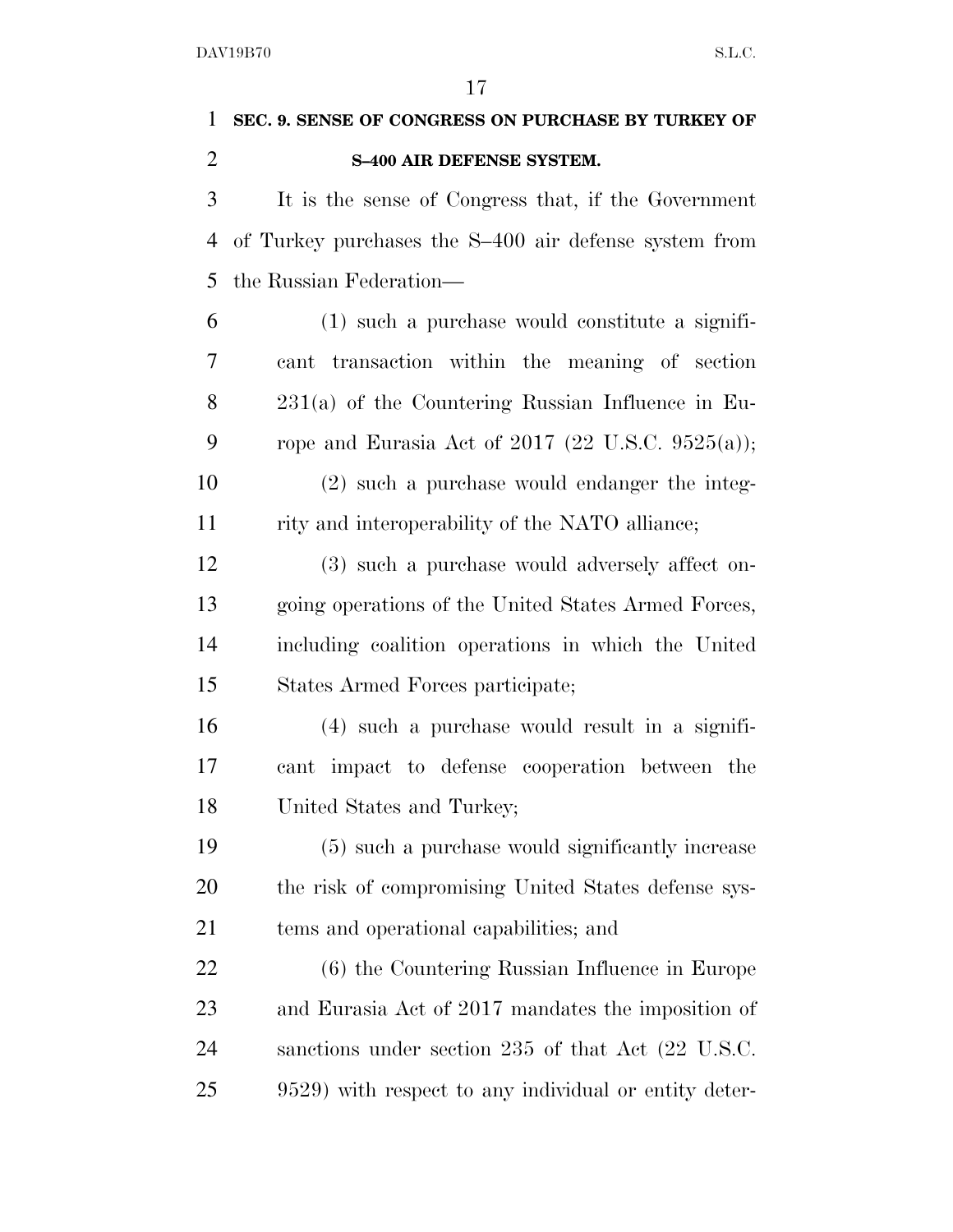### SEC. 9. SENSE OF CONGRESS ON PURCHASE BY TURKEY OF S–400 AIR DEFENSE SYSTEM.

It is the sense of Congress that, if the Government of Turkey purchases the S–400 air defense system from the Russian Federation—

(1) such a purchase would constitute a significant transaction within the meaning of section 231(a) of the Countering Russian Influence in Europe and Eurasia Act of 2017 (22 U.S.C. 9525(a));

(2) such a purchase would endanger the integrity and interoperability of the NATO alliance;

(3) such a purchase would adversely affect ongoing operations of the United States Armed Forces, including coalition operations in which the United States Armed Forces participate;

(4) such a purchase would result in a significant impact to defense cooperation between the United States and Turkey;

(5) such a purchase would significantly increase the risk of compromising United States defense systems and operational capabilities; and

(6) the Countering Russian Influence in Europe and Eurasia Act of 2017 mandates the imposition of sanctions under section 235 of that Act (22 U.S.C. 9529) with respect to any individual or entity deter-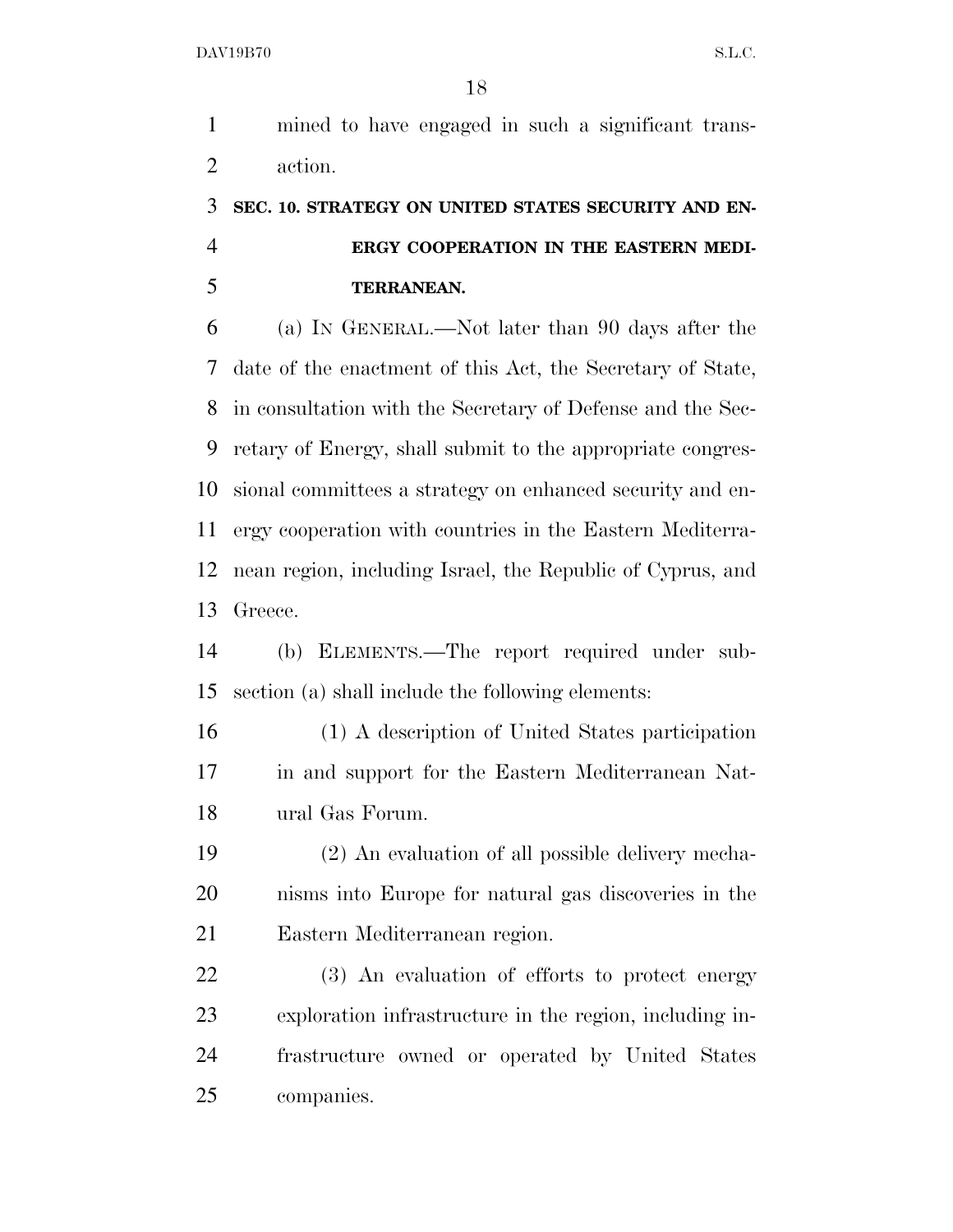mined to have engaged in such a significant transaction.

### SEC. 10. STRATEGY ON UNITED STATES SECURITY AND ENERGY COOPERATION IN THE EASTERN MEDITERRANEAN.

(a) IN GENERAL.—Not later than 90 days after the date of the enactment of this Act, the Secretary of State, in consultation with the Secretary of Defense and the Secretary of Energy, shall submit to the appropriate congressional committees a strategy on enhanced security and energy cooperation with countries in the Eastern Mediterranean region, including Israel, the Republic of Cyprus, and Greece.

(b) ELEMENTS.—The report required under subsection (a) shall include the following elements:

(1) A description of United States participation in and support for the Eastern Mediterranean Natural Gas Forum.

(2) An evaluation of all possible delivery mechanisms into Europe for natural gas discoveries in the Eastern Mediterranean region.

(3) An evaluation of efforts to protect energy exploration infrastructure in the region, including infrastructure owned or operated by United States companies.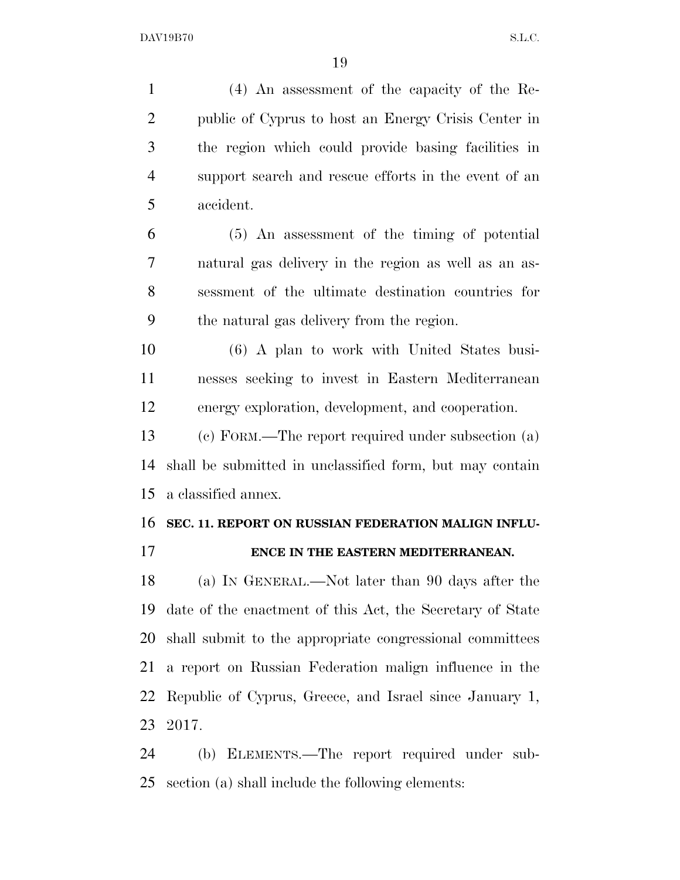(4) An assessment of the capacity of the Republic of Cyprus to host an Energy Crisis Center in the region which could provide basing facilities in support search and rescue efforts in the event of an accident.

(5) An assessment of the timing of potential natural gas delivery in the region as well as an assessment of the ultimate destination countries for the natural gas delivery from the region.

(6) A plan to work with United States businesses seeking to invest in Eastern Mediterranean energy exploration, development, and cooperation.

(c) FORM.—The report required under subsection (a) shall be submitted in unclassified form, but may contain a classified annex.

**SEC. 11. REPORT ON RUSSIAN FEDERATION MALIGN INFLUENCE IN THE EASTERN MEDITERRANEAN.**

(a) IN GENERAL.—Not later than 90 days after the date of the enactment of this Act, the Secretary of State shall submit to the appropriate congressional committees a report on Russian Federation malign influence in the Republic of Cyprus, Greece, and Israel since January 1, 2017.

(b) ELEMENTS.—The report required under subsection (a) shall include the following elements: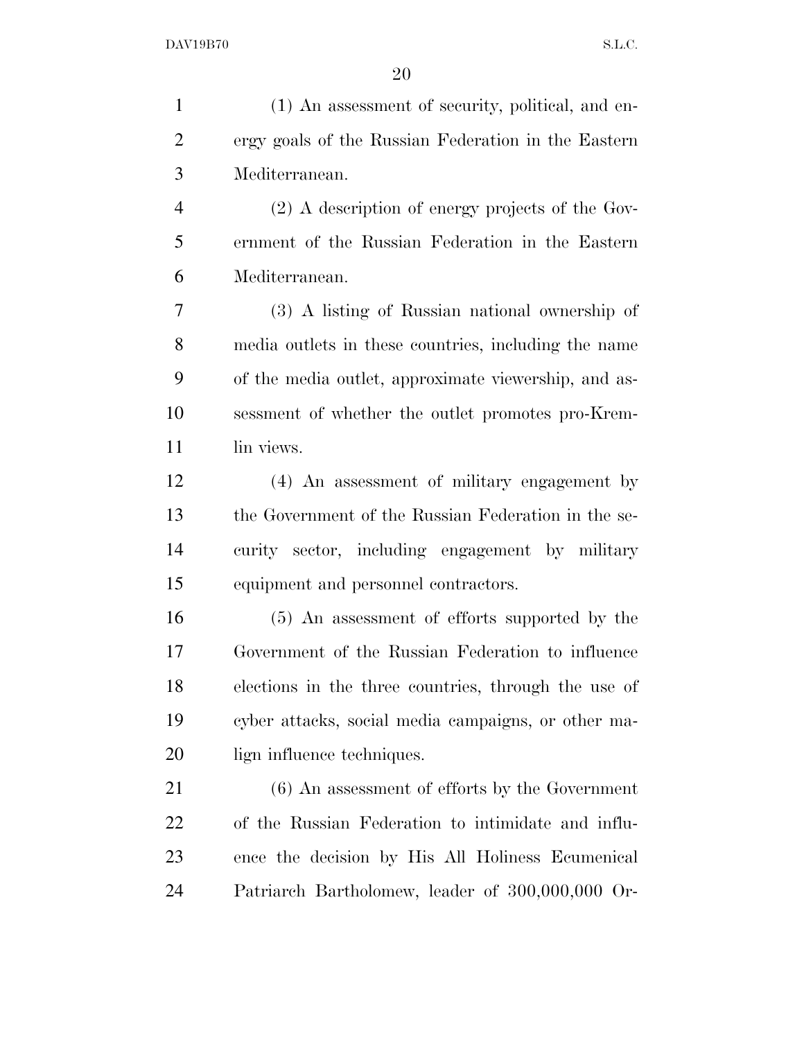(1) An assessment of security, political, and energy goals of the Russian Federation in the Eastern Mediterranean.

(2) A description of energy projects of the Government of the Russian Federation in the Eastern Mediterranean.

(3) A listing of Russian national ownership of media outlets in these countries, including the name of the media outlet, approximate viewership, and assessment of whether the outlet promotes pro-Kremlin views.

(4) An assessment of military engagement by the Government of the Russian Federation in the security sector, including engagement by military equipment and personnel contractors.

(5) An assessment of efforts supported by the Government of the Russian Federation to influence elections in the three countries, through the use of cyber attacks, social media campaigns, or other malign influence techniques.

(6) An assessment of efforts by the Government of the Russian Federation to intimidate and influence the decision by His All Holiness Ecumenical Patriarch Bartholomew, leader of 300,000,000 Or-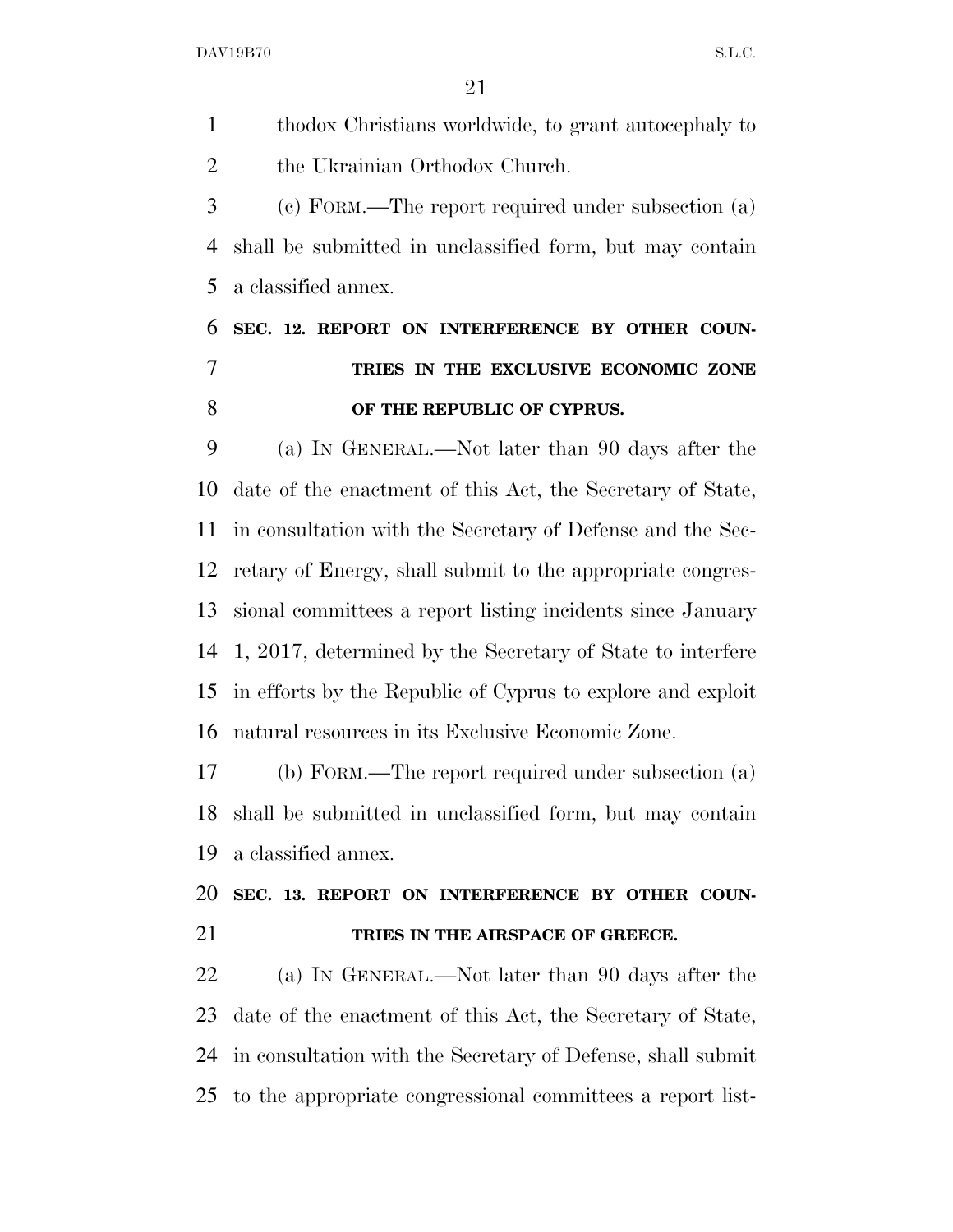thodox Christians worldwide, to grant autocephaly to the Ukrainian Orthodox Church.

(c) FORM.—The report required under subsection (a) shall be submitted in unclassified form, but may contain a classified annex.

### SEC. 12. REPORT ON INTERFERENCE BY OTHER COUNTRIES IN THE EXCLUSIVE ECONOMIC ZONE OF THE REPUBLIC OF CYPRUS.

(a) IN GENERAL.—Not later than 90 days after the date of the enactment of this Act, the Secretary of State, in consultation with the Secretary of Defense and the Secretary of Energy, shall submit to the appropriate congressional committees a report listing incidents since January 1, 2017, determined by the Secretary of State to interfere in efforts by the Republic of Cyprus to explore and exploit natural resources in its Exclusive Economic Zone.

(b) FORM.—The report required under subsection (a) shall be submitted in unclassified form, but may contain a classified annex.

### SEC. 13. REPORT ON INTERFERENCE BY OTHER COUNTRIES IN THE AIRSPACE OF GREECE.

(a) IN GENERAL.—Not later than 90 days after the date of the enactment of this Act, the Secretary of State, in consultation with the Secretary of Defense, shall submit to the appropriate congressional committees a report list-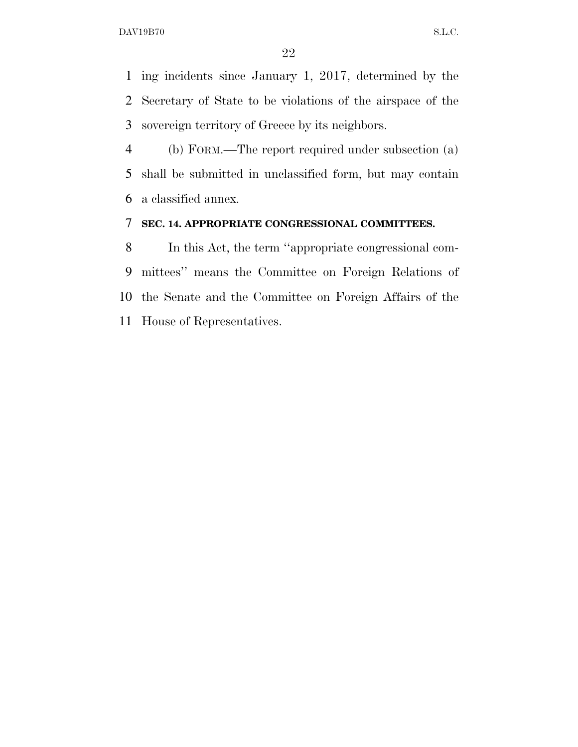ing incidents since January 1, 2017, determined by the Secretary of State to be violations of the airspace of the sovereign territory of Greece by its neighbors.

(b) FORM.—The report required under subsection (a) shall be submitted in unclassified form, but may contain a classified annex.

**SEC. 14. APPROPRIATE CONGRESSIONAL COMMITTEES.**

In this Act, the term "appropriate congressional committees" means the Committee on Foreign Relations of the Senate and the Committee on Foreign Affairs of the House of Representatives.